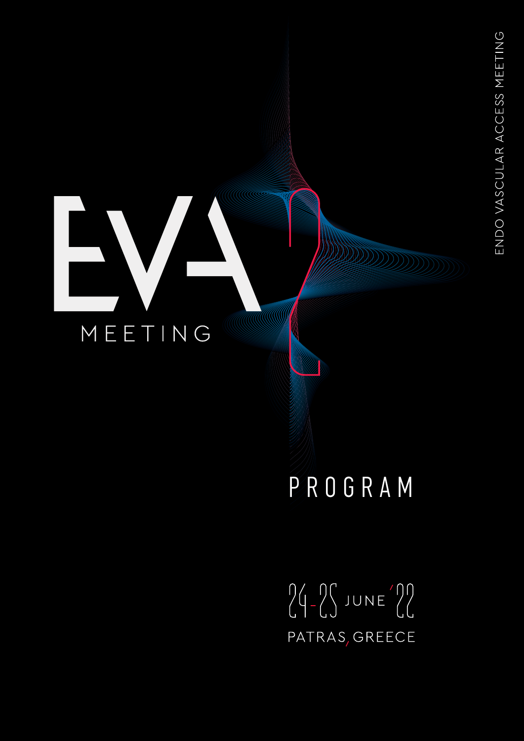# EVA MEETING

ENDO VASCULAR ACCESS MEETING

## PROGRAM

24-25 JUNE '22

PATRAS, GREECE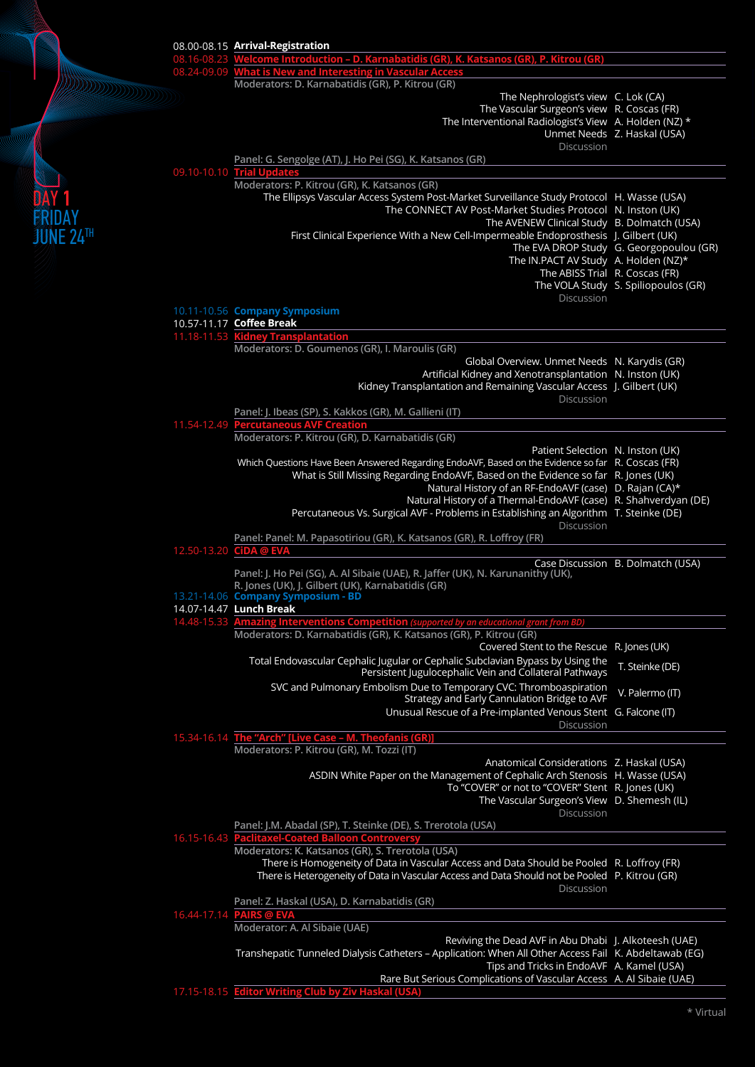# DAY 1 FRIDAY JUNE 24TH

**08.00-08.15 Arrival-Registration**

**08.16-08.23 Welcome Introduction – D. Karnabatidis (GR), K. Katsanos (GR), P. Kitrou (GR)**

## 08.24-09.09 What is New and Interesting in Vascular Access

Moderators: D. Karnabatidis (GR), P. Kitrou (GR)

| Topic | Speaker |
|---|---|
| The Nephrologist's view | C. Lok (CA) |
| The Vascular Surgeon's view | R. Coscas (FR) |
| The Interventional Radiologist's View | A. Holden (NZ) * |
| Unmet Needs | Z. Haskal (USA) |
| Discussion | |

Panel: G. Sengolge (AT), J. Ho Pei (SG), K. Katsanos (GR)

## 09.10-10.10 Trial Updates

Moderators: P. Kitrou (GR), K. Katsanos (GR)

| Topic | Speaker |
|---|---|
| The Ellipsys Vascular Access System Post-Market Surveillance Study Protocol | H. Wasse (USA) |
| The CONNECT AV Post-Market Studies Protocol | N. Inston (UK) |
| The AVENEW Clinical Study | B. Dolmatch (USA) |
| First Clinical Experience With a New Cell-Impermeable Endoprosthesis | J. Gilbert (UK) |
| The EVA DROP Study | G. Georgopoulou (GR) |
| The IN.PACT AV Study | A. Holden (NZ)* |
| The ABISS Trial | R. Coscas (FR) |
| The VOLA Study | S. Spiliopoulos (GR) |
| Discussion | |

**10.11-10.56 Company Symposium**

**10.57-11.17 Coffee Break**

## 11.18-11.53 Kidney Transplantation

Moderators: D. Goumenos (GR), I. Maroulis (GR)

| Topic | Speaker |
|---|---|
| Global Overview. Unmet Needs | N. Karydis (GR) |
| Artificial Kidney and Xenotransplantation | N. Inston (UK) |
| Kidney Transplantation and Remaining Vascular Access | J. Gilbert (UK) |
| Discussion | |

Panel: J. Ibeas (SP), S. Kakkos (GR), M. Gallieni (IT)

## 11.54-12.49 Percutaneous AVF Creation

Moderators: P. Kitrou (GR), D. Karnabatidis (GR)

| Topic | Speaker |
|---|---|
| Patient Selection | N. Inston (UK) |
| Which Questions Have Been Answered Regarding EndoAVF, Based on the Evidence so far | R. Coscas (FR) |
| What is Still Missing Regarding EndoAVF, Based on the Evidence so far | R. Jones (UK) |
| Natural History of an RF-EndoAVF (case) | D. Rajan (CA)* |
| Natural History of a Thermal-EndoAVF (case) | R. Shahverdyan (DE) |
| Percutaneous Vs. Surgical AVF - Problems in Establishing an Algorithm | T. Steinke (DE) |
| Discussion | |

Panel: Panel: M. Papasotiriou (GR), K. Katsanos (GR), R. Loffroy (FR)

## 12.50-13.20 CiDA @ EVA

| Topic | Speaker |
|---|---|
| Case Discussion | B. Dolmatch (USA) |

Panel: J. Ho Pei (SG), A. Al Sibaie (UAE), R. Jaffer (UK), N. Karunanithy (UK), R. Jones (UK), J. Gilbert (UK), Karnabatidis (GR)

**13.21-14.06 Company Symposium - BD**

**14.07-14.47 Lunch Break**

## 14.48-15.33 Amazing Interventions Competition *(supported by an educational grant from BD)*

Moderators: D. Karnabatidis (GR), K. Katsanos (GR), P. Kitrou (GR)

| Topic | Speaker |
|---|---|
| Covered Stent to the Rescue | R. Jones (UK) |
| Total Endovascular Cephalic Jugular or Cephalic Subclavian Bypass by Using the Persistent Jugulocephalic Vein and Collateral Pathways | T. Steinke (DE) |
| SVC and Pulmonary Embolism Due to Temporary CVC: Thromboaspiration Strategy and Early Cannulation Bridge to AVF | V. Palermo (IT) |
| Unusual Rescue of a Pre-implanted Venous Stent | G. Falcone (IT) |
| Discussion | |

## 15.34-16.14 The "Arch" [Live Case – M. Theofanis (GR)]

Moderators: P. Kitrou (GR), M. Tozzi (IT)

| Topic | Speaker |
|---|---|
| Anatomical Considerations | Z. Haskal (USA) |
| ASDIN White Paper on the Management of Cephalic Arch Stenosis | H. Wasse (USA) |
| To "COVER" or not to "COVER" Stent | R. Jones (UK) |
| The Vascular Surgeon's View | D. Shemesh (IL) |
| Discussion | |

Panel: J.M. Abadal (SP), T. Steinke (DE), S. Trerotola (USA)

## 16.15-16.43 Paclitaxel-Coated Balloon Controversy

Moderators: K. Katsanos (GR), S. Trerotola (USA)

| Topic | Speaker |
|---|---|
| There is Homogeneity of Data in Vascular Access and Data Should be Pooled | R. Loffroy (FR) |
| There is Heterogeneity of Data in Vascular Access and Data Should not be Pooled | P. Kitrou (GR) |
| Discussion | |

Panel: Z. Haskal (USA), D. Karnabatidis (GR)

## 16.44-17.14 PAIRS @ EVA

Moderator: A. Al Sibaie (UAE)

| Topic | Speaker |
|---|---|
| Reviving the Dead AVF in Abu Dhabi | J. Alkoteesh (UAE) |
| Transhepatic Tunneled Dialysis Catheters – Application: When All Other Access Fail | K. Abdeltawab (EG) |
| Tips and Tricks in EndoAVF | A. Kamel (USA) |
| Rare But Serious Complications of Vascular Access | A. Al Sibaie (UAE) |

## 17.15-18.15 Editor Writing Club by Ziv Haskal (USA)

\* Virtual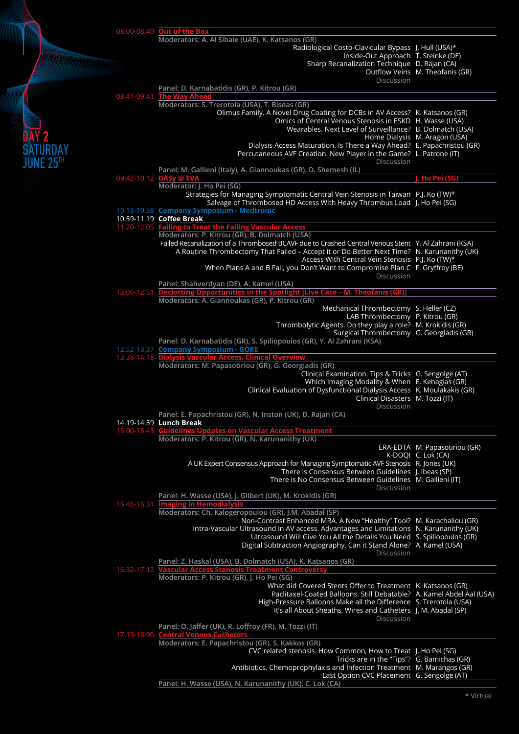# DAY 2 SATURDAY JUNE 25TH

## 08.00-08.40 Out of the Box

**Moderators: A. Al Sibaie (UAE), K. Katsanos (GR)**

| | |
|---|---|
| Radiological Costo-Clavicular Bypass | J. Hull (USA)* |
| Inside-Out Approach | T. Steinke (DE) |
| Sharp Recanalization Technique | D. Rajan (CA) |
| Outflow Veins | M. Theofanis (GR) |
| Discussion | |

**Panel: D. Karnabatidis (GR), P. Kitrou (GR)**

## 08.41-09.41 The Way Ahead

**Moderators: S. Trerotola (USA), T. Bisdas (GR)**

| | |
|---|---|
| Olimus Family. A Novel Drug Coating for DCBs in AV Access? | K. Katsanos (GR) |
| Omics of Central Venous Stenosis in ESKD | H. Wasse (USA) |
| Wearables. Next Level of Surveillance? | B. Dolmatch (USA) |
| Home Dialysis | M. Aragon (USA) |
| Dialysis Access Maturation. Is There a Way Ahead? | E. Papachristou (GR) |
| Percutaneous AVF Creation. New Player in the Game? | L. Patrone (IT) |
| Discussion | |

**Panel: M. Gallieni (Italy), A. Giannoukas (GR), D. Shemesh (IL)**

## 09.42-10.12 DASy @ EVA — J. Ho Pei (SG)

**Moderator: J. Ho Pei (SG)**

| | |
|---|---|
| Strategies for Managing Symptomatic Central Vein Stenosis in Taiwan | P.J. Ko (TW)* |
| Salvage of Thrombosed HD Access With Heavy Thrombus Load | J. Ho Pei (SG) |

## 10.13-10.58 Company Symposium - Medtronic

## 10.59-11.19 Coffee Break

## 11.20-12.05 Failing to Treat the Failing Vascular Access

**Moderators: P. Kitrou (GR), B. Dolmatch (USA)**

| | |
|---|---|
| Failed Recanalization of a Thrombosed BCAVF due to Crashed Central Venous Stent | Y. Al Zahrani (KSA) |
| A Routine Thrombectomy That Failed – Accept it or Do Better Next Time? | N. Karunanithy (UK) |
| Access With Central Vein Stenosis | P.J. Ko (TW)* |
| When Plans A and B Fail, you Don't Want to Compromise Plan C | F. Gryffroy (BE) |
| Discussion | |

**Panel: Shahverdyan (DE), A. Kamel (USA)**

## 12.06-12.51 Declotting Opportunities in the Spotlight [Live Case – M. Theofanis (GR)]

**Moderators: A. Giannoukas (GR), P. Kitrou (GR)**

| | |
|---|---|
| Mechanical Thrombectomy | S. Heller (CZ) |
| LAB Thrombectomy | P. Kitrou (GR) |
| Thrombolytic Agents. Do they play a role? | M. Krokidis (GR) |
| Surgical Thrombectomy | G. Georgiadis (GR) |

**Panel: D. Karnabatidis (GR), S. Spiliopoulos (GR), Y. Al Zahrani (KSA)**

## 12.52-13.37 Company Symposium - GORE

## 13.38-14.18 Dialysis Vascular Access. Clinical Overview

**Moderators: M. Papasotiriou (GR), G. Georgiadis (GR)**

| | |
|---|---|
| Clinical Examination. Tips & Tricks | G. Sengolge (AT) |
| Which Imaging Modality & When | E. Kehagias (GR) |
| Clinical Evaluation of Dysfunctional Dialysis Access | K. Moulakakis (GR) |
| Clinical Disasters | M. Tozzi (IT) |
| Discussion | |

**Panel: E. Papachristou (GR), N. Inston (UK), D. Rajan (CA)**

## 14.19-14.59 Lunch Break

## 15.00-15.45 Guidelines Updates on Vascular Access Treatment

**Moderators: P. Kitrou (GR), N. Karunanithy (UK)**

| | |
|---|---|
| ERA-EDTA | M. Papasotiriou (GR) |
| K-DOQI | C. Lok (CA) |
| A UK Expert Consensus Approach for Managing Symptomatic AVF Stenosis | R. Jones (UK) |
| There is Consensus Between Guidelines | J. Ibeas (SP) |
| There is No Consensus Between Guidelines | M. Gallieni (IT) |
| Discussion | |

**Panel: H. Wasse (USA), J. Gilbert (UK), M. Krokidis (GR)**

## 15.46-16.31 Imaging in Hemodialysis

**Moderators: Ch. Kalogeropoulou (GR), J.M. Abadal (SP)**

| | |
|---|---|
| Non-Contrast Enhanced MRA. A New "Healthy" Tool? | M. Karachaliou (GR) |
| Intra-Vascular Ultrasound in AV access. Advantages and Limitations | N. Karunanithy (UK) |
| Ultrasound Will Give You All the Details You Need | S. Spiliopoulos (GR) |
| Digital Subtraction Angiography. Can it Stand Alone? | A. Kamel (USA) |
| Discussion | |

**Panel: Z. Haskal (USA), B. Dolmatch (USA), K. Katsanos (GR)**

## 16.32-17.12 Vascular Access Stenosis Treatment Controversy

**Moderators: P. Kitrou (GR), J. Ho Pei (SG)**

| | |
|---|---|
| What did Covered Stents Offer to Treatment | K. Katsanos (GR) |
| Paclitaxel-Coated Balloons. Still Debatable? | A. Kamel Abdel Aal (USA) |
| High-Pressure Balloons Make all the Difference | S. Trerotola (USA) |
| It's all About Sheaths, Wires and Catheters | J. M. Abadal (SP) |
| Discussion | |

**Panel: O. Jaffer (UK), R. Loffroy (FR), M. Tozzi (IT)**

## 17.13-18.00 Central Venous Catheters

**Moderators: E. Papachristou (GR), S. Kakkos (GR)**

| | |
|---|---|
| CVC related stenosis. How Common, How to Treat | J. Ho Pei (SG) |
| Tricks are in the "Tips"? | G. Bamichas (GR) |
| Antibiotics. Chemoprophylaxis and Infection Treatment | M. Marangos (GR) |
| Last Option CVC Placement | G. Sengolge (AT) |

**Panel: H. Wasse (USA), N. Karunanithy (UK), C. Lok (CA)**

\* Virtual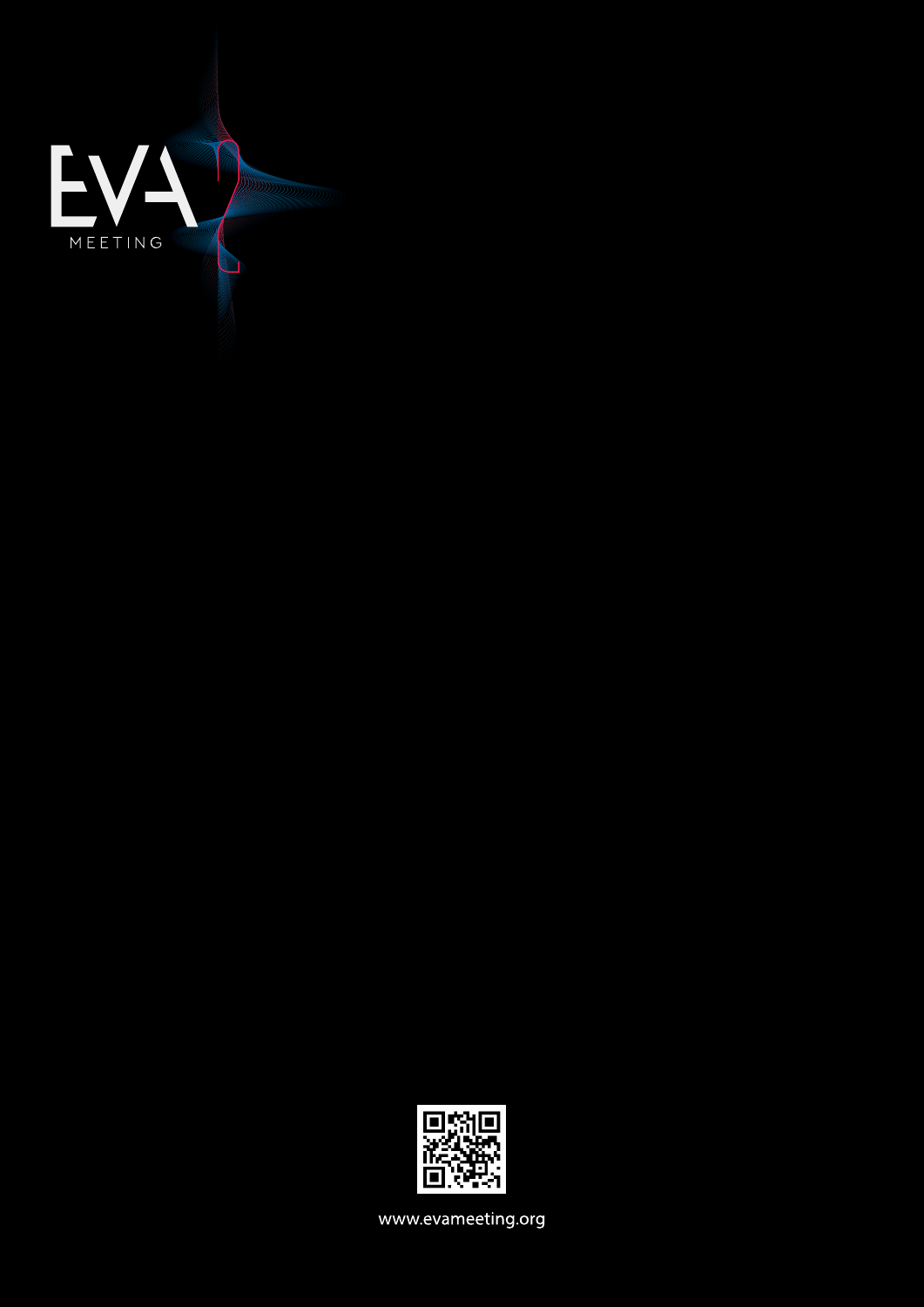EVA

MEETING

www.evameeting.org